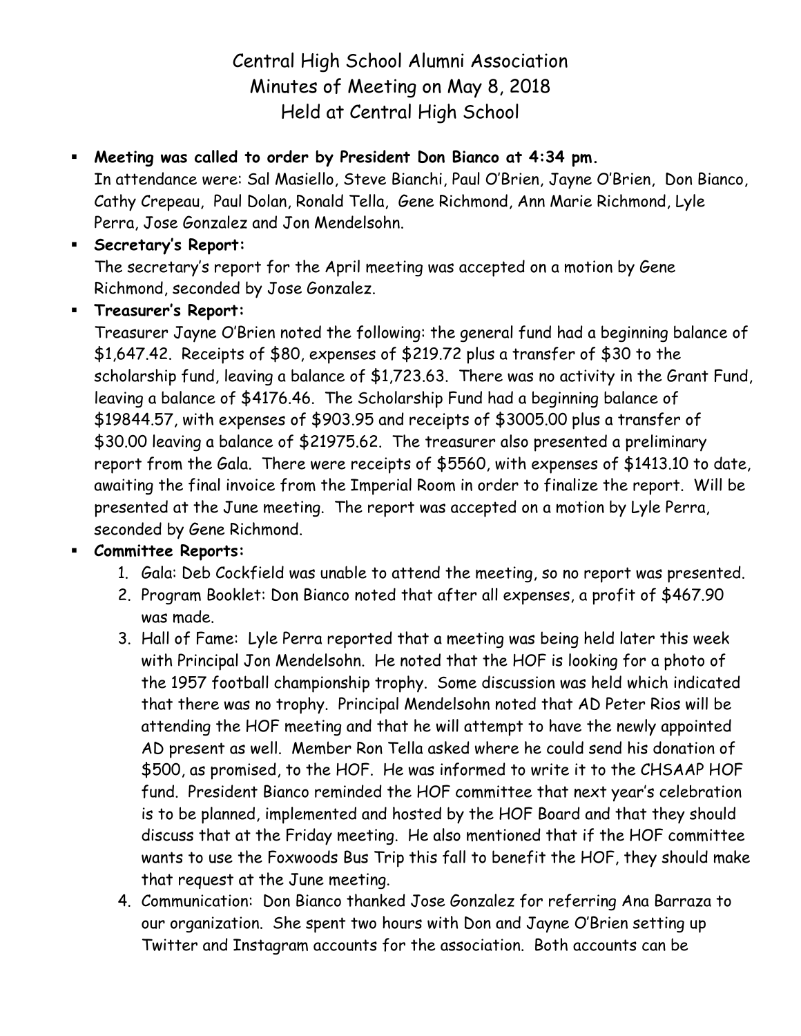# Central High School Alumni Association
## Minutes of Meeting on May 8, 2018
## Held at Central High School

- **Meeting was called to order by President Don Bianco at 4:34 pm.**
  In attendance were: Sal Masiello, Steve Bianchi, Paul O'Brien, Jayne O'Brien, Don Bianco, Cathy Crepeau, Paul Dolan, Ronald Tella, Gene Richmond, Ann Marie Richmond, Lyle Perra, Jose Gonzalez and Jon Mendelsohn.
- **Secretary's Report:**
  The secretary's report for the April meeting was accepted on a motion by Gene Richmond, seconded by Jose Gonzalez.
- **Treasurer's Report:**
  Treasurer Jayne O'Brien noted the following: the general fund had a beginning balance of $1,647.42. Receipts of $80, expenses of $219.72 plus a transfer of $30 to the scholarship fund, leaving a balance of $1,723.63. There was no activity in the Grant Fund, leaving a balance of $4176.46. The Scholarship Fund had a beginning balance of $19844.57, with expenses of $903.95 and receipts of $3005.00 plus a transfer of $30.00 leaving a balance of $21975.62. The treasurer also presented a preliminary report from the Gala. There were receipts of $5560, with expenses of $1413.10 to date, awaiting the final invoice from the Imperial Room in order to finalize the report. Will be presented at the June meeting. The report was accepted on a motion by Lyle Perra, seconded by Gene Richmond.
- **Committee Reports:**
  1. Gala: Deb Cockfield was unable to attend the meeting, so no report was presented.
  2. Program Booklet: Don Bianco noted that after all expenses, a profit of $467.90 was made.
  3. Hall of Fame: Lyle Perra reported that a meeting was being held later this week with Principal Jon Mendelsohn. He noted that the HOF is looking for a photo of the 1957 football championship trophy. Some discussion was held which indicated that there was no trophy. Principal Mendelsohn noted that AD Peter Rios will be attending the HOF meeting and that he will attempt to have the newly appointed AD present as well. Member Ron Tella asked where he could send his donation of $500, as promised, to the HOF. He was informed to write it to the CHSAAP HOF fund. President Bianco reminded the HOF committee that next year's celebration is to be planned, implemented and hosted by the HOF Board and that they should discuss that at the Friday meeting. He also mentioned that if the HOF committee wants to use the Foxwoods Bus Trip this fall to benefit the HOF, they should make that request at the June meeting.
  4. Communication: Don Bianco thanked Jose Gonzalez for referring Ana Barraza to our organization. She spent two hours with Don and Jayne O'Brien setting up Twitter and Instagram accounts for the association. Both accounts can be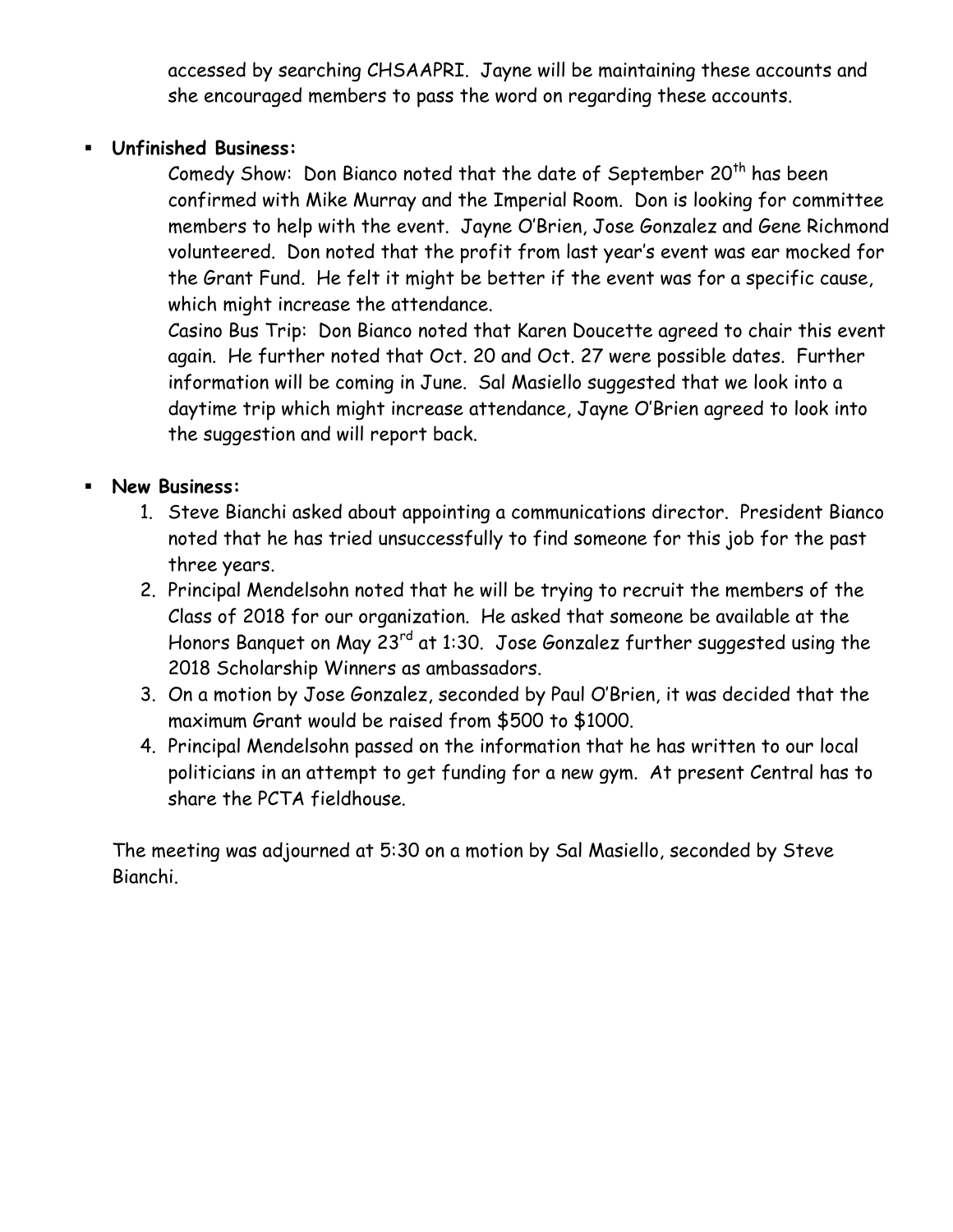accessed by searching CHSAAPRI. Jayne will be maintaining these accounts and she encouraged members to pass the word on regarding these accounts.

- **Unfinished Business:**

  Comedy Show: Don Bianco noted that the date of September 20th has been confirmed with Mike Murray and the Imperial Room. Don is looking for committee members to help with the event. Jayne O'Brien, Jose Gonzalez and Gene Richmond volunteered. Don noted that the profit from last year's event was ear mocked for the Grant Fund. He felt it might be better if the event was for a specific cause, which might increase the attendance.

  Casino Bus Trip: Don Bianco noted that Karen Doucette agreed to chair this event again. He further noted that Oct. 20 and Oct. 27 were possible dates. Further information will be coming in June. Sal Masiello suggested that we look into a daytime trip which might increase attendance, Jayne O'Brien agreed to look into the suggestion and will report back.

- **New Business:**
  1. Steve Bianchi asked about appointing a communications director. President Bianco noted that he has tried unsuccessfully to find someone for this job for the past three years.
  2. Principal Mendelsohn noted that he will be trying to recruit the members of the Class of 2018 for our organization. He asked that someone be available at the Honors Banquet on May 23rd at 1:30. Jose Gonzalez further suggested using the 2018 Scholarship Winners as ambassadors.
  3. On a motion by Jose Gonzalez, seconded by Paul O'Brien, it was decided that the maximum Grant would be raised from $500 to $1000.
  4. Principal Mendelsohn passed on the information that he has written to our local politicians in an attempt to get funding for a new gym. At present Central has to share the PCTA fieldhouse.

The meeting was adjourned at 5:30 on a motion by Sal Masiello, seconded by Steve Bianchi.